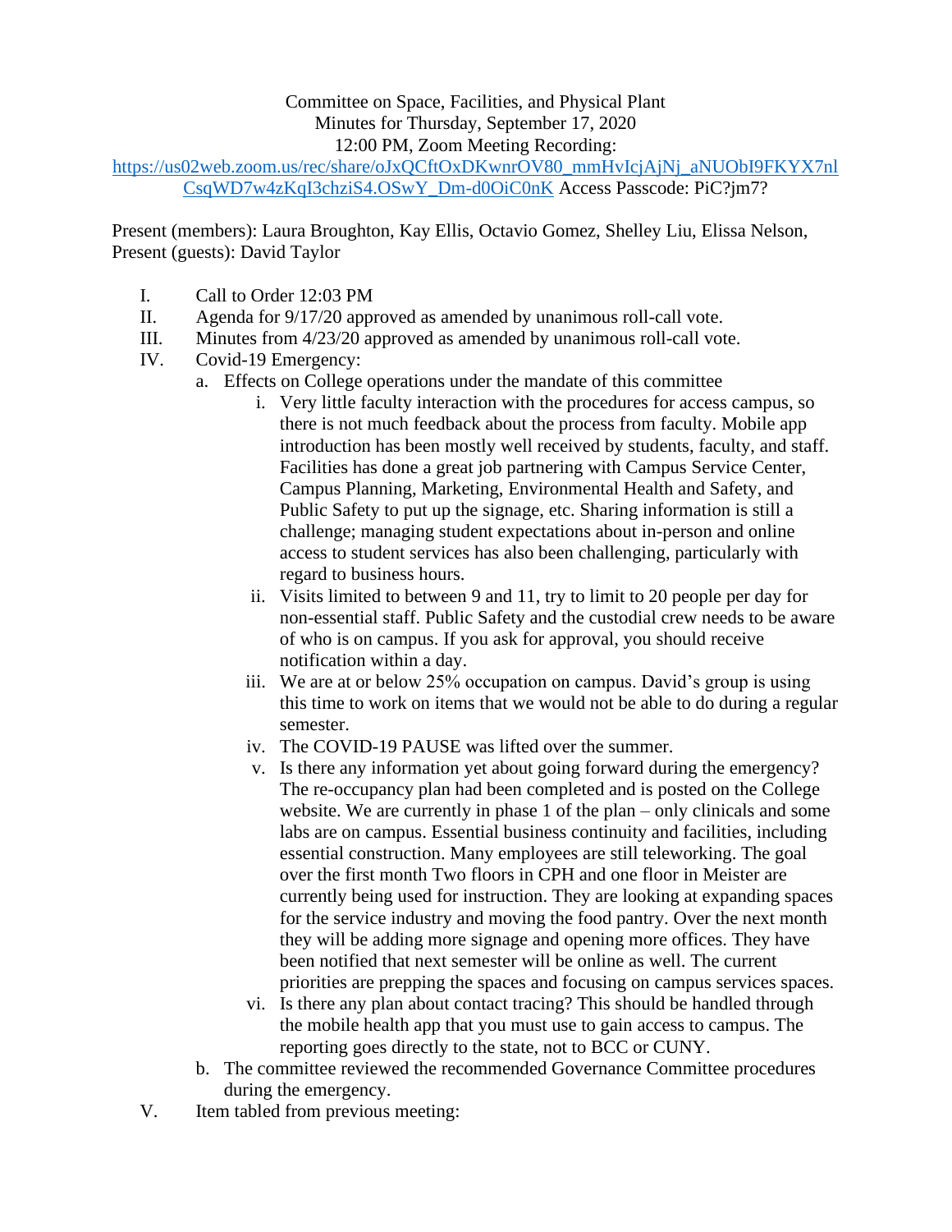Committee on Space, Facilities, and Physical Plant
Minutes for Thursday, September 17, 2020
12:00 PM, Zoom Meeting Recording:
https://us02web.zoom.us/rec/share/oJxQCftOxDKwnrOV80_mmHvIcjAjNj_aNUObI9FKYX7nlCsqWD7w4zKqI3chziS4.OSwY_Dm-d0OiC0nK Access Passcode: PiC?jm7?

Present (members): Laura Broughton, Kay Ellis, Octavio Gomez, Shelley Liu, Elissa Nelson,
Present (guests): David Taylor

I. Call to Order 12:03 PM
II. Agenda for 9/17/20 approved as amended by unanimous roll-call vote.
III. Minutes from 4/23/20 approved as amended by unanimous roll-call vote.
IV. Covid-19 Emergency:
   a. Effects on College operations under the mandate of this committee
      i. Very little faculty interaction with the procedures for access campus, so there is not much feedback about the process from faculty. Mobile app introduction has been mostly well received by students, faculty, and staff. Facilities has done a great job partnering with Campus Service Center, Campus Planning, Marketing, Environmental Health and Safety, and Public Safety to put up the signage, etc. Sharing information is still a challenge; managing student expectations about in-person and online access to student services has also been challenging, particularly with regard to business hours.
      ii. Visits limited to between 9 and 11, try to limit to 20 people per day for non-essential staff. Public Safety and the custodial crew needs to be aware of who is on campus. If you ask for approval, you should receive notification within a day.
      iii. We are at or below 25% occupation on campus. David's group is using this time to work on items that we would not be able to do during a regular semester.
      iv. The COVID-19 PAUSE was lifted over the summer.
      v. Is there any information yet about going forward during the emergency? The re-occupancy plan had been completed and is posted on the College website. We are currently in phase 1 of the plan – only clinicals and some labs are on campus. Essential business continuity and facilities, including essential construction. Many employees are still teleworking. The goal over the first month Two floors in CPH and one floor in Meister are currently being used for instruction. They are looking at expanding spaces for the service industry and moving the food pantry. Over the next month they will be adding more signage and opening more offices. They have been notified that next semester will be online as well. The current priorities are prepping the spaces and focusing on campus services spaces.
      vi. Is there any plan about contact tracing? This should be handled through the mobile health app that you must use to gain access to campus. The reporting goes directly to the state, not to BCC or CUNY.
   b. The committee reviewed the recommended Governance Committee procedures during the emergency.
V. Item tabled from previous meeting: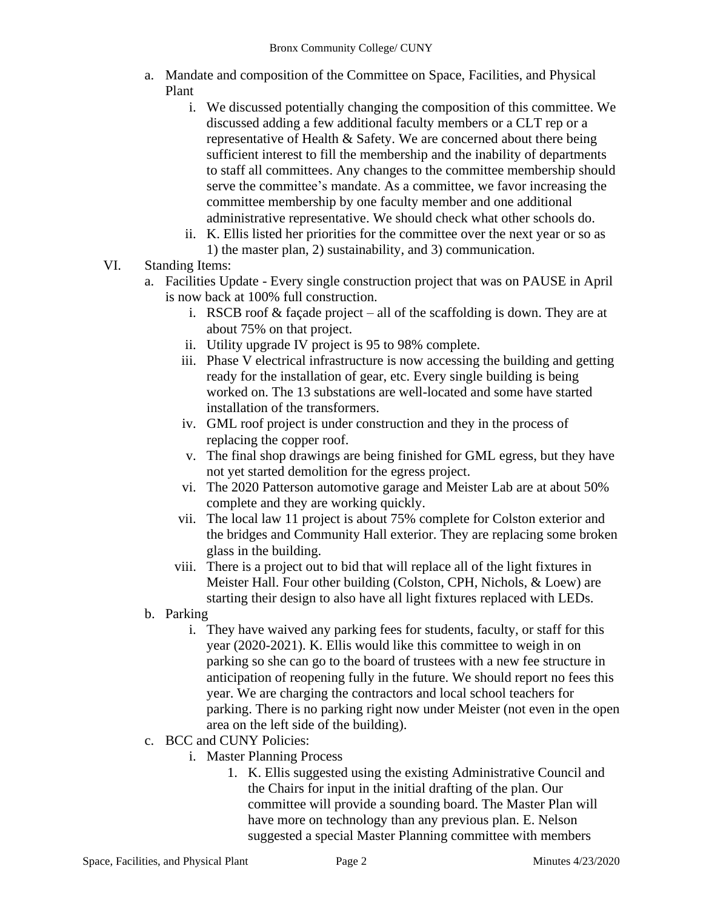a. Mandate and composition of the Committee on Space, Facilities, and Physical Plant
    i. We discussed potentially changing the composition of this committee. We discussed adding a few additional faculty members or a CLT rep or a representative of Health & Safety. We are concerned about there being sufficient interest to fill the membership and the inability of departments to staff all committees. Any changes to the committee membership should serve the committee's mandate. As a committee, we favor increasing the committee membership by one faculty member and one additional administrative representative. We should check what other schools do.
    ii. K. Ellis listed her priorities for the committee over the next year or so as 1) the master plan, 2) sustainability, and 3) communication.

VI. Standing Items:
  a. Facilities Update - Every single construction project that was on PAUSE in April is now back at 100% full construction.
    i. RSCB roof & façade project – all of the scaffolding is down. They are at about 75% on that project.
    ii. Utility upgrade IV project is 95 to 98% complete.
    iii. Phase V electrical infrastructure is now accessing the building and getting ready for the installation of gear, etc. Every single building is being worked on. The 13 substations are well-located and some have started installation of the transformers.
    iv. GML roof project is under construction and they in the process of replacing the copper roof.
    v. The final shop drawings are being finished for GML egress, but they have not yet started demolition for the egress project.
    vi. The 2020 Patterson automotive garage and Meister Lab are at about 50% complete and they are working quickly.
    vii. The local law 11 project is about 75% complete for Colston exterior and the bridges and Community Hall exterior. They are replacing some broken glass in the building.
    viii. There is a project out to bid that will replace all of the light fixtures in Meister Hall. Four other building (Colston, CPH, Nichols, & Loew) are starting their design to also have all light fixtures replaced with LEDs.
  b. Parking
    i. They have waived any parking fees for students, faculty, or staff for this year (2020-2021). K. Ellis would like this committee to weigh in on parking so she can go to the board of trustees with a new fee structure in anticipation of reopening fully in the future. We should report no fees this year. We are charging the contractors and local school teachers for parking. There is no parking right now under Meister (not even in the open area on the left side of the building).
  c. BCC and CUNY Policies:
    i. Master Planning Process
      1. K. Ellis suggested using the existing Administrative Council and the Chairs for input in the initial drafting of the plan. Our committee will provide a sounding board. The Master Plan will have more on technology than any previous plan. E. Nelson suggested a special Master Planning committee with members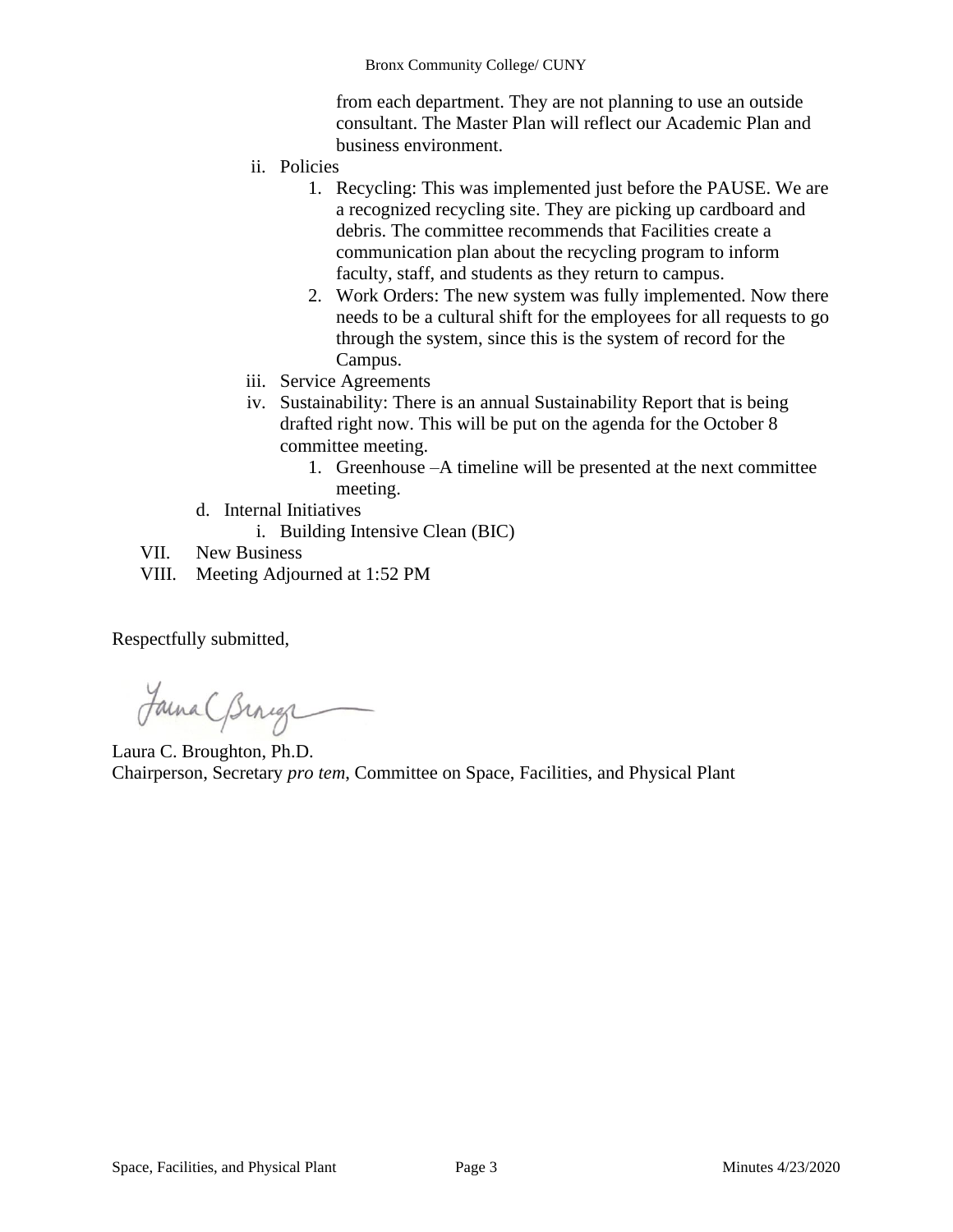from each department. They are not planning to use an outside consultant. The Master Plan will reflect our Academic Plan and business environment.

- ii. Policies
  1. Recycling: This was implemented just before the PAUSE. We are a recognized recycling site. They are picking up cardboard and debris. The committee recommends that Facilities create a communication plan about the recycling program to inform faculty, staff, and students as they return to campus.
  2. Work Orders: The new system was fully implemented. Now there needs to be a cultural shift for the employees for all requests to go through the system, since this is the system of record for the Campus.
- iii. Service Agreements
- iv. Sustainability: There is an annual Sustainability Report that is being drafted right now. This will be put on the agenda for the October 8 committee meeting.
  1. Greenhouse –A timeline will be presented at the next committee meeting.

d. Internal Initiatives
- i. Building Intensive Clean (BIC)

VII. New Business

VIII. Meeting Adjourned at 1:52 PM

Respectfully submitted,

Laura C. Broughton, Ph.D.
Chairperson, Secretary *pro tem*, Committee on Space, Facilities, and Physical Plant